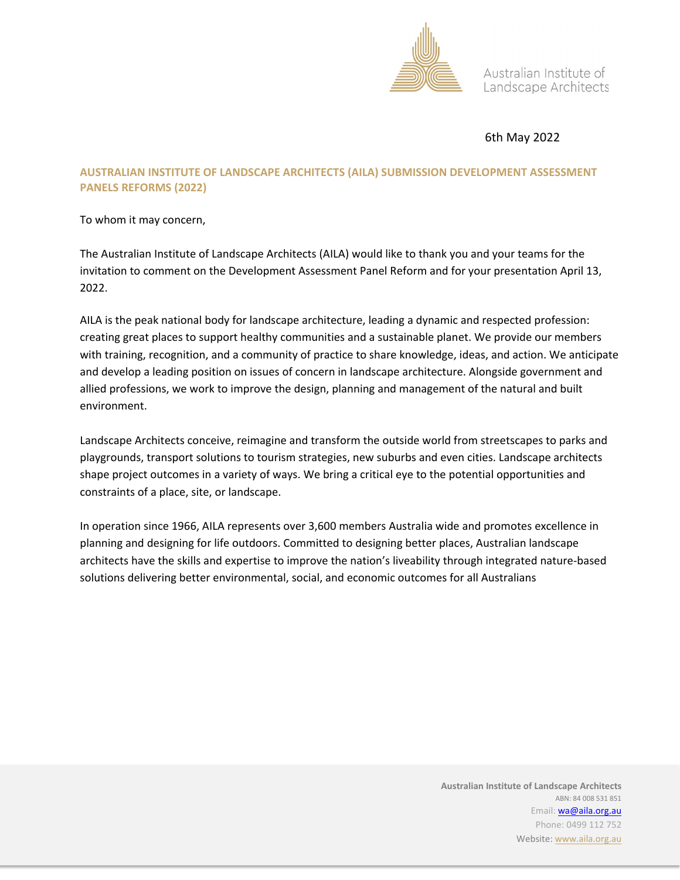Australian Institute of Landscape Architects

6th May 2022

## AUSTRALIAN INSTITUTE OF LANDSCAPE ARCHITECTS (AILA) SUBMISSION DEVELOPMENT ASSESSMENT PANELS REFORMS (2022)

To whom it may concern,

The Australian Institute of Landscape Architects (AILA) would like to thank you and your teams for the invitation to comment on the Development Assessment Panel Reform and for your presentation April 13, 2022.

AILA is the peak national body for landscape architecture, leading a dynamic and respected profession: creating great places to support healthy communities and a sustainable planet. We provide our members with training, recognition, and a community of practice to share knowledge, ideas, and action. We anticipate and develop a leading position on issues of concern in landscape architecture. Alongside government and allied professions, we work to improve the design, planning and management of the natural and built environment.

Landscape Architects conceive, reimagine and transform the outside world from streetscapes to parks and playgrounds, transport solutions to tourism strategies, new suburbs and even cities. Landscape architects shape project outcomes in a variety of ways. We bring a critical eye to the potential opportunities and constraints of a place, site, or landscape.

In operation since 1966, AILA represents over 3,600 members Australia wide and promotes excellence in planning and designing for life outdoors. Committed to designing better places, Australian landscape architects have the skills and expertise to improve the nation's liveability through integrated nature-based solutions delivering better environmental, social, and economic outcomes for all Australians

**Australian Institute of Landscape Architects**
ABN: 84 008 531 851
Email: wa@aila.org.au
Phone: 0499 112 752
Website: www.aila.org.au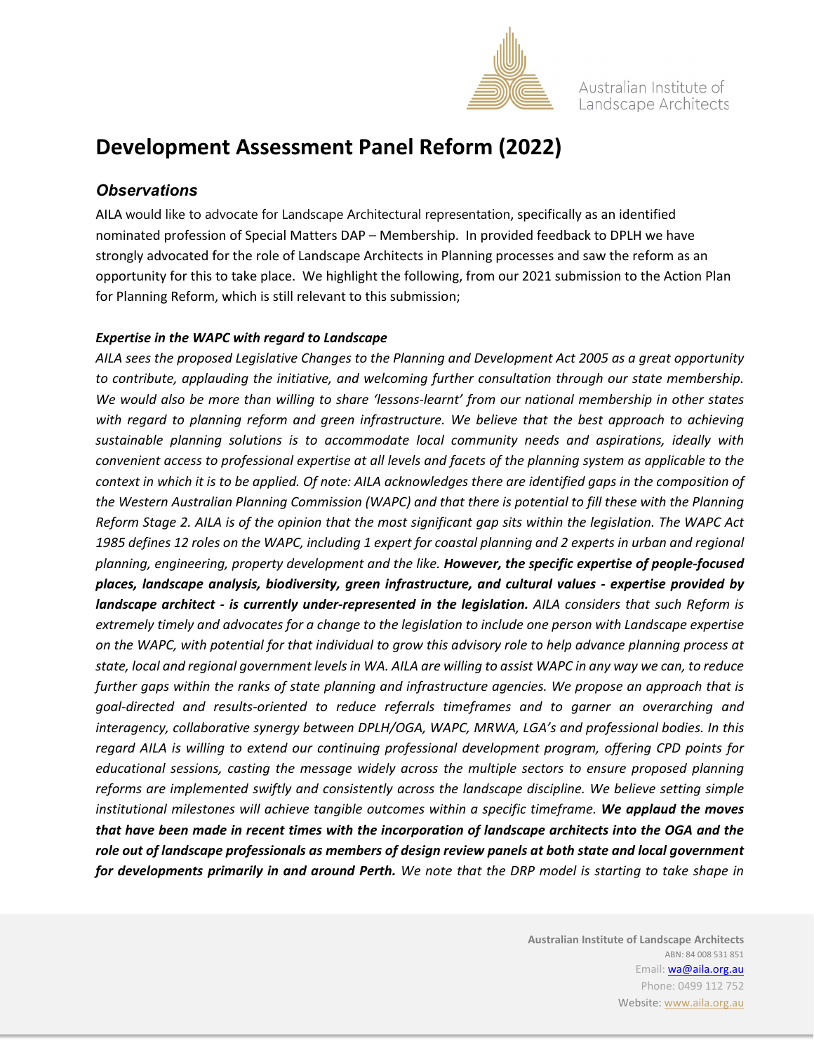# Development Assessment Panel Reform (2022)

## *Observations*

AILA would like to advocate for Landscape Architectural representation, specifically as an identified nominated profession of Special Matters DAP – Membership. In provided feedback to DPLH we have strongly advocated for the role of Landscape Architects in Planning processes and saw the reform as an opportunity for this to take place. We highlight the following, from our 2021 submission to the Action Plan for Planning Reform, which is still relevant to this submission;

***Expertise in the WAPC with regard to Landscape***

*AILA sees the proposed Legislative Changes to the Planning and Development Act 2005 as a great opportunity to contribute, applauding the initiative, and welcoming further consultation through our state membership. We would also be more than willing to share 'lessons-learnt' from our national membership in other states with regard to planning reform and green infrastructure. We believe that the best approach to achieving sustainable planning solutions is to accommodate local community needs and aspirations, ideally with convenient access to professional expertise at all levels and facets of the planning system as applicable to the context in which it is to be applied. Of note: AILA acknowledges there are identified gaps in the composition of the Western Australian Planning Commission (WAPC) and that there is potential to fill these with the Planning Reform Stage 2. AILA is of the opinion that the most significant gap sits within the legislation. The WAPC Act 1985 defines 12 roles on the WAPC, including 1 expert for coastal planning and 2 experts in urban and regional planning, engineering, property development and the like.* ***However, the specific expertise of people-focused places, landscape analysis, biodiversity, green infrastructure, and cultural values - expertise provided by landscape architect - is currently under-represented in the legislation.*** *AILA considers that such Reform is extremely timely and advocates for a change to the legislation to include one person with Landscape expertise on the WAPC, with potential for that individual to grow this advisory role to help advance planning process at state, local and regional government levels in WA. AILA are willing to assist WAPC in any way we can, to reduce further gaps within the ranks of state planning and infrastructure agencies. We propose an approach that is goal-directed and results-oriented to reduce referrals timeframes and to garner an overarching and interagency, collaborative synergy between DPLH/OGA, WAPC, MRWA, LGA's and professional bodies. In this regard AILA is willing to extend our continuing professional development program, offering CPD points for educational sessions, casting the message widely across the multiple sectors to ensure proposed planning reforms are implemented swiftly and consistently across the landscape discipline. We believe setting simple institutional milestones will achieve tangible outcomes within a specific timeframe.* ***We applaud the moves that have been made in recent times with the incorporation of landscape architects into the OGA and the role out of landscape professionals as members of design review panels at both state and local government for developments primarily in and around Perth.*** *We note that the DRP model is starting to take shape in*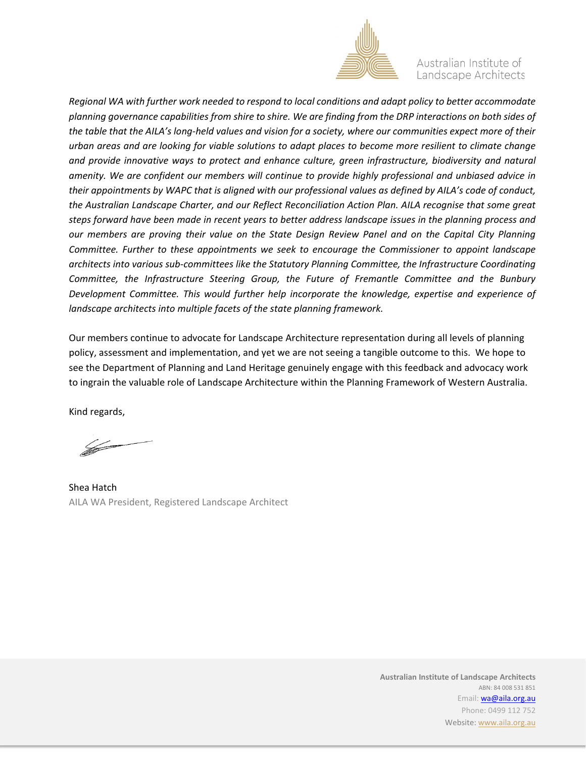*Regional WA with further work needed to respond to local conditions and adapt policy to better accommodate planning governance capabilities from shire to shire. We are finding from the DRP interactions on both sides of the table that the AILA's long-held values and vision for a society, where our communities expect more of their urban areas and are looking for viable solutions to adapt places to become more resilient to climate change and provide innovative ways to protect and enhance culture, green infrastructure, biodiversity and natural amenity. We are confident our members will continue to provide highly professional and unbiased advice in their appointments by WAPC that is aligned with our professional values as defined by AILA's code of conduct, the Australian Landscape Charter, and our Reflect Reconciliation Action Plan. AILA recognise that some great steps forward have been made in recent years to better address landscape issues in the planning process and our members are proving their value on the State Design Review Panel and on the Capital City Planning Committee. Further to these appointments we seek to encourage the Commissioner to appoint landscape architects into various sub-committees like the Statutory Planning Committee, the Infrastructure Coordinating Committee, the Infrastructure Steering Group, the Future of Fremantle Committee and the Bunbury Development Committee. This would further help incorporate the knowledge, expertise and experience of landscape architects into multiple facets of the state planning framework.*

Our members continue to advocate for Landscape Architecture representation during all levels of planning policy, assessment and implementation, and yet we are not seeing a tangible outcome to this. We hope to see the Department of Planning and Land Heritage genuinely engage with this feedback and advocacy work to ingrain the valuable role of Landscape Architecture within the Planning Framework of Western Australia.

Kind regards,

Shea Hatch
AILA WA President, Registered Landscape Architect

**Australian Institute of Landscape Architects**
ABN: 84 008 531 851
Email: wa@aila.org.au
Phone: 0499 112 752
Website: www.aila.org.au